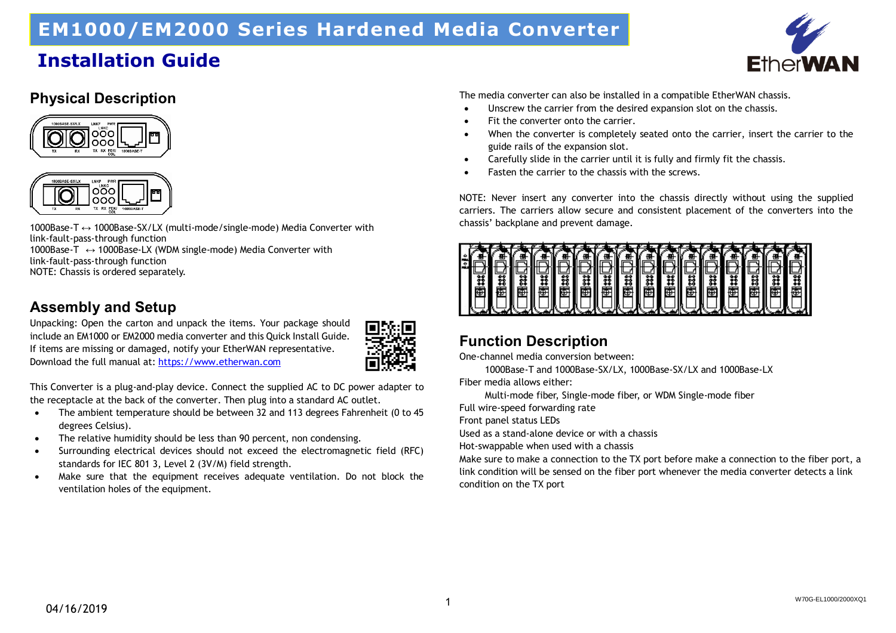# EM1000/EM2000 Series Hardened Media Converter

## Installation Guide

## Physical Description

1000Base-T ↔ 1000Base-SX/LX (multi-mode/single-mode) Media Converter with link-fault-pass-through function
1000Base-T ↔ 1000Base-LX (WDM single-mode) Media Converter with link-fault-pass-through function
NOTE: Chassis is ordered separately.

## Assembly and Setup

Unpacking: Open the carton and unpack the items. Your package should include an EM1000 or EM2000 media converter and this Quick Install Guide. If items are missing or damaged, notify your EtherWAN representative.
Download the full manual at: [https://www.etherwan.com](https://www.etherwan.com)

This Converter is a plug-and-play device. Connect the supplied AC to DC power adapter to the receptacle at the back of the converter. Then plug into a standard AC outlet.

- The ambient temperature should be between 32 and 113 degrees Fahrenheit (0 to 45 degrees Celsius).
- The relative humidity should be less than 90 percent, non condensing.
- Surrounding electrical devices should not exceed the electromagnetic field (RFC) standards for IEC 801 3, Level 2 (3V/M) field strength.
- Make sure that the equipment receives adequate ventilation. Do not block the ventilation holes of the equipment.

The media converter can also be installed in a compatible EtherWAN chassis.

- Unscrew the carrier from the desired expansion slot on the chassis.
- Fit the converter onto the carrier.
- When the converter is completely seated onto the carrier, insert the carrier to the guide rails of the expansion slot.
- Carefully slide in the carrier until it is fully and firmly fit the chassis.
- Fasten the carrier to the chassis with the screws.

NOTE: Never insert any converter into the chassis directly without using the supplied carriers. The carriers allow secure and consistent placement of the converters into the chassis' backplane and prevent damage.

## Function Description

One-channel media conversion between:
 1000Base-T and 1000Base-SX/LX, 1000Base-SX/LX and 1000Base-LX
Fiber media allows either:
 Multi-mode fiber, Single-mode fiber, or WDM Single-mode fiber
Full wire-speed forwarding rate
Front panel status LEDs
Used as a stand-alone device or with a chassis
Hot-swappable when used with a chassis
Make sure to make a connection to the TX port before make a connection to the fiber port, a link condition will be sensed on the fiber port whenever the media converter detects a link condition on the TX port

04/16/2019

W70G-EL1000/2000XQ1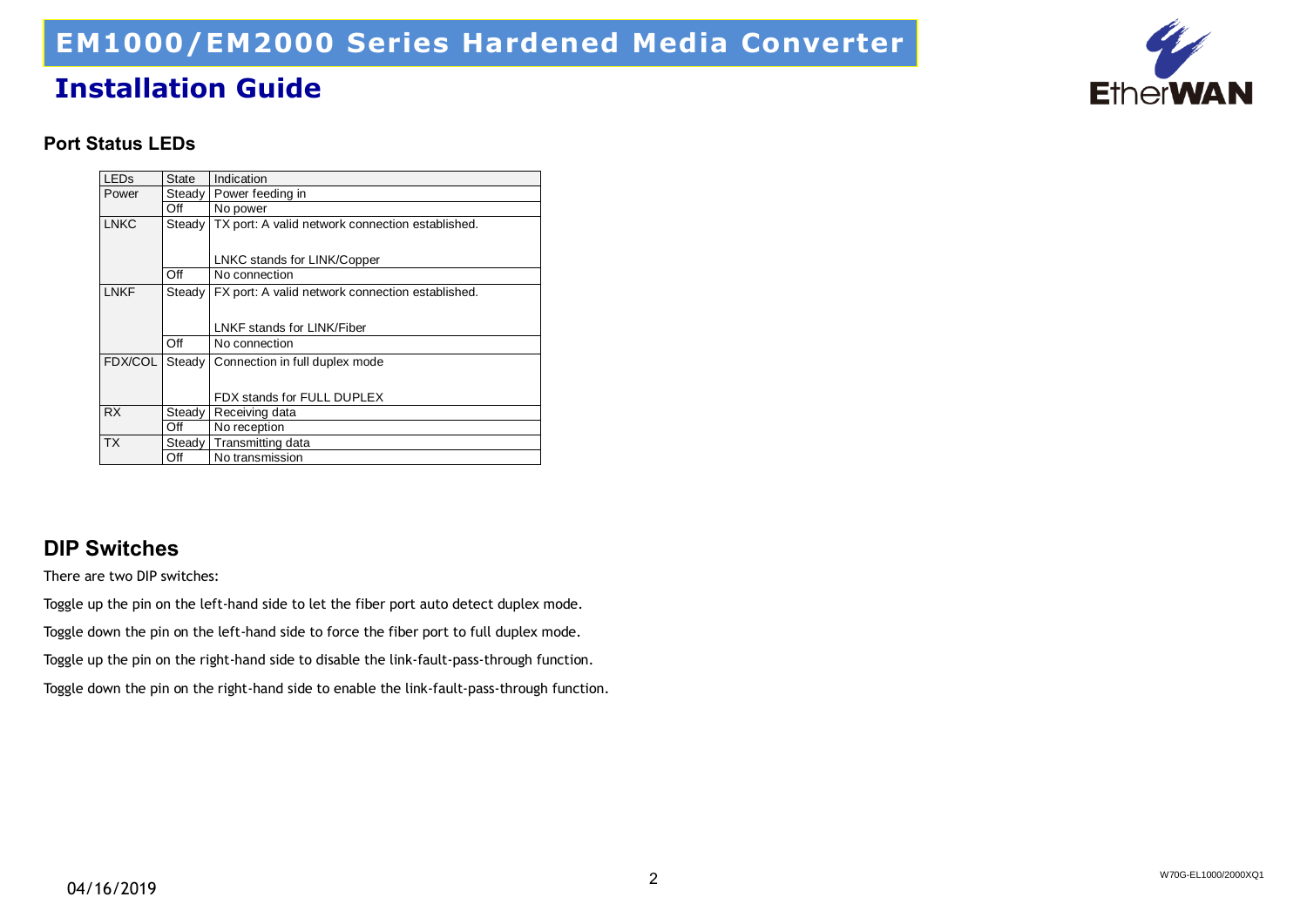# EM1000/EM2000 Series Hardened Media Converter

## Installation Guide

### Port Status LEDs

| LEDs | State | Indication |
|---|---|---|
| Power | Steady | Power feeding in |
| | Off | No power |
| LNKC | Steady | TX port: A valid network connection established.<br><br>LNKC stands for LINK/Copper |
| | Off | No connection |
| LNKF | Steady | FX port: A valid network connection established.<br><br>LNKF stands for LINK/Fiber |
| | Off | No connection |
| FDX/COL | Steady | Connection in full duplex mode<br><br>FDX stands for FULL DUPLEX |
| RX | Steady | Receiving data |
| | Off | No reception |
| TX | Steady | Transmitting data |
| | Off | No transmission |

## DIP Switches

There are two DIP switches:

Toggle up the pin on the left-hand side to let the fiber port auto detect duplex mode.

Toggle down the pin on the left-hand side to force the fiber port to full duplex mode.

Toggle up the pin on the right-hand side to disable the link-fault-pass-through function.

Toggle down the pin on the right-hand side to enable the link-fault-pass-through function.

04/16/2019

W70G-EL1000/2000XQ1